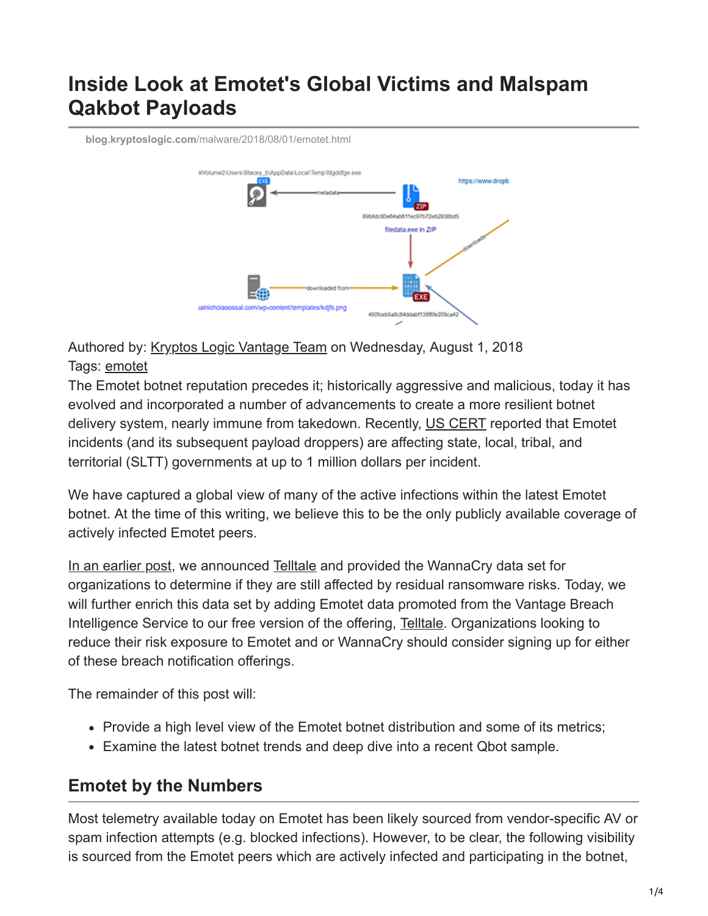# Inside Look at Emotet's Global Victims and Malspam Qakbot Payloads

blog.kryptoslogic.com/malware/2018/08/01/emotet.html

Authored by: Kryptos Logic Vantage Team on Wednesday, August 1, 2018
Tags: emotet

The Emotet botnet reputation precedes it; historically aggressive and malicious, today it has evolved and incorporated a number of advancements to create a more resilient botnet delivery system, nearly immune from takedown. Recently, US CERT reported that Emotet incidents (and its subsequent payload droppers) are affecting state, local, tribal, and territorial (SLTT) governments at up to 1 million dollars per incident.

We have captured a global view of many of the active infections within the latest Emotet botnet. At the time of this writing, we believe this to be the only publicly available coverage of actively infected Emotet peers.

In an earlier post, we announced Telltale and provided the WannaCry data set for organizations to determine if they are still affected by residual ransomware risks. Today, we will further enrich this data set by adding Emotet data promoted from the Vantage Breach Intelligence Service to our free version of the offering, Telltale. Organizations looking to reduce their risk exposure to Emotet and or WannaCry should consider signing up for either of these breach notification offerings.

The remainder of this post will:

- Provide a high level view of the Emotet botnet distribution and some of its metrics;
- Examine the latest botnet trends and deep dive into a recent Qbot sample.

## Emotet by the Numbers

Most telemetry available today on Emotet has been likely sourced from vendor-specific AV or spam infection attempts (e.g. blocked infections). However, to be clear, the following visibility is sourced from the Emotet peers which are actively infected and participating in the botnet,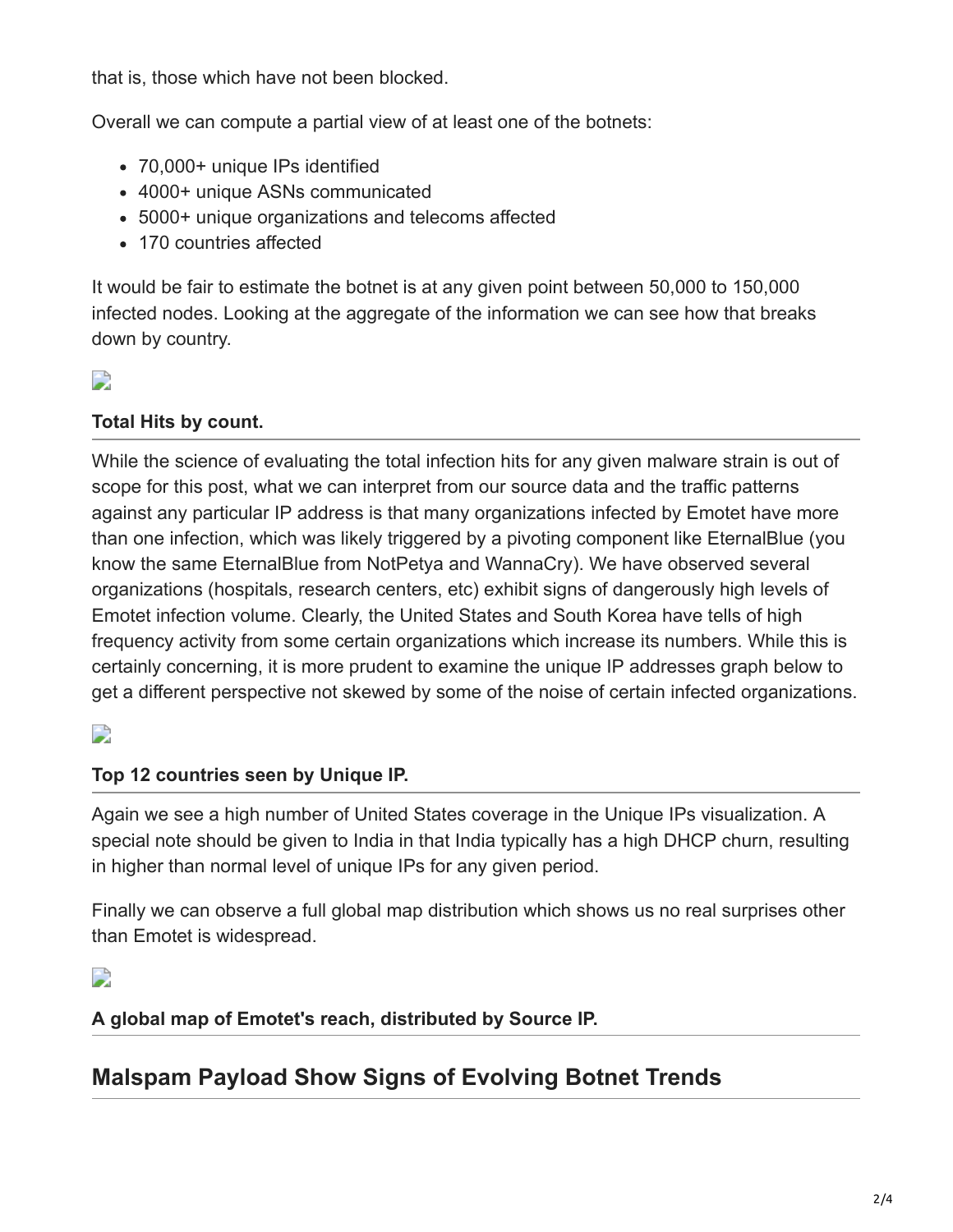that is, those which have not been blocked.

Overall we can compute a partial view of at least one of the botnets:

- 70,000+ unique IPs identified
- 4000+ unique ASNs communicated
- 5000+ unique organizations and telecoms affected
- 170 countries affected

It would be fair to estimate the botnet is at any given point between 50,000 to 150,000 infected nodes. Looking at the aggregate of the information we can see how that breaks down by country.

**Total Hits by count.**

While the science of evaluating the total infection hits for any given malware strain is out of scope for this post, what we can interpret from our source data and the traffic patterns against any particular IP address is that many organizations infected by Emotet have more than one infection, which was likely triggered by a pivoting component like EternalBlue (you know the same EternalBlue from NotPetya and WannaCry). We have observed several organizations (hospitals, research centers, etc) exhibit signs of dangerously high levels of Emotet infection volume. Clearly, the United States and South Korea have tells of high frequency activity from some certain organizations which increase its numbers. While this is certainly concerning, it is more prudent to examine the unique IP addresses graph below to get a different perspective not skewed by some of the noise of certain infected organizations.

**Top 12 countries seen by Unique IP.**

Again we see a high number of United States coverage in the Unique IPs visualization. A special note should be given to India in that India typically has a high DHCP churn, resulting in higher than normal level of unique IPs for any given period.

Finally we can observe a full global map distribution which shows us no real surprises other than Emotet is widespread.

**A global map of Emotet's reach, distributed by Source IP.**

## Malspam Payload Show Signs of Evolving Botnet Trends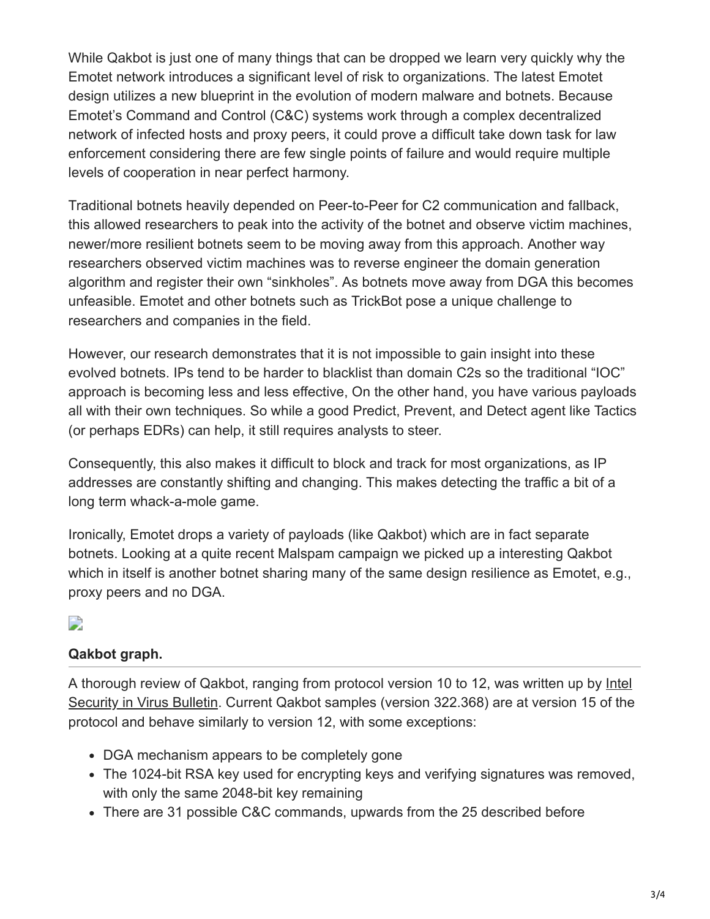While Qakbot is just one of many things that can be dropped we learn very quickly why the Emotet network introduces a significant level of risk to organizations. The latest Emotet design utilizes a new blueprint in the evolution of modern malware and botnets. Because Emotet's Command and Control (C&C) systems work through a complex decentralized network of infected hosts and proxy peers, it could prove a difficult take down task for law enforcement considering there are few single points of failure and would require multiple levels of cooperation in near perfect harmony.

Traditional botnets heavily depended on Peer-to-Peer for C2 communication and fallback, this allowed researchers to peak into the activity of the botnet and observe victim machines, newer/more resilient botnets seem to be moving away from this approach. Another way researchers observed victim machines was to reverse engineer the domain generation algorithm and register their own "sinkholes". As botnets move away from DGA this becomes unfeasible. Emotet and other botnets such as TrickBot pose a unique challenge to researchers and companies in the field.

However, our research demonstrates that it is not impossible to gain insight into these evolved botnets. IPs tend to be harder to blacklist than domain C2s so the traditional "IOC" approach is becoming less and less effective, On the other hand, you have various payloads all with their own techniques. So while a good Predict, Prevent, and Detect agent like Tactics (or perhaps EDRs) can help, it still requires analysts to steer.

Consequently, this also makes it difficult to block and track for most organizations, as IP addresses are constantly shifting and changing. This makes detecting the traffic a bit of a long term whack-a-mole game.

Ironically, Emotet drops a variety of payloads (like Qakbot) which are in fact separate botnets. Looking at a quite recent Malspam campaign we picked up a interesting Qakbot which in itself is another botnet sharing many of the same design resilience as Emotet, e.g., proxy peers and no DGA.

**Qakbot graph.**

A thorough review of Qakbot, ranging from protocol version 10 to 12, was written up by Intel Security in Virus Bulletin. Current Qakbot samples (version 322.368) are at version 15 of the protocol and behave similarly to version 12, with some exceptions:

- DGA mechanism appears to be completely gone
- The 1024-bit RSA key used for encrypting keys and verifying signatures was removed, with only the same 2048-bit key remaining
- There are 31 possible C&C commands, upwards from the 25 described before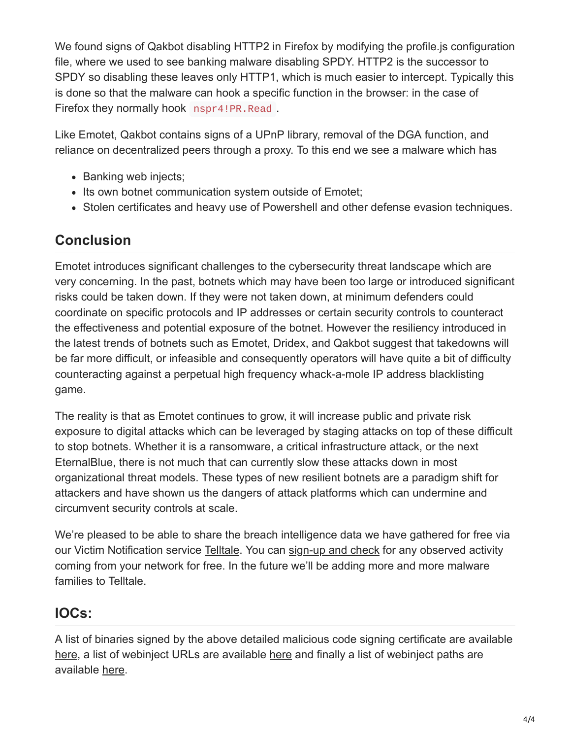We found signs of Qakbot disabling HTTP2 in Firefox by modifying the profile.js configuration file, where we used to see banking malware disabling SPDY. HTTP2 is the successor to SPDY so disabling these leaves only HTTP1, which is much easier to intercept. Typically this is done so that the malware can hook a specific function in the browser: in the case of Firefox they normally hook `nspr4!PR.Read`.

Like Emotet, Qakbot contains signs of a UPnP library, removal of the DGA function, and reliance on decentralized peers through a proxy. To this end we see a malware which has

- Banking web injects;
- Its own botnet communication system outside of Emotet;
- Stolen certificates and heavy use of Powershell and other defense evasion techniques.

## Conclusion

Emotet introduces significant challenges to the cybersecurity threat landscape which are very concerning. In the past, botnets which may have been too large or introduced significant risks could be taken down. If they were not taken down, at minimum defenders could coordinate on specific protocols and IP addresses or certain security controls to counteract the effectiveness and potential exposure of the botnet. However the resiliency introduced in the latest trends of botnets such as Emotet, Dridex, and Qakbot suggest that takedowns will be far more difficult, or infeasible and consequently operators will have quite a bit of difficulty counteracting against a perpetual high frequency whack-a-mole IP address blacklisting game.

The reality is that as Emotet continues to grow, it will increase public and private risk exposure to digital attacks which can be leveraged by staging attacks on top of these difficult to stop botnets. Whether it is a ransomware, a critical infrastructure attack, or the next EternalBlue, there is not much that can currently slow these attacks down in most organizational threat models. These types of new resilient botnets are a paradigm shift for attackers and have shown us the dangers of attack platforms which can undermine and circumvent security controls at scale.

We're pleased to be able to share the breach intelligence data we have gathered for free via our Victim Notification service Telltale. You can sign-up and check for any observed activity coming from your network for free. In the future we'll be adding more and more malware families to Telltale.

## IOCs:

A list of binaries signed by the above detailed malicious code signing certificate are available here, a list of webinject URLs are available here and finally a list of webinject paths are available here.